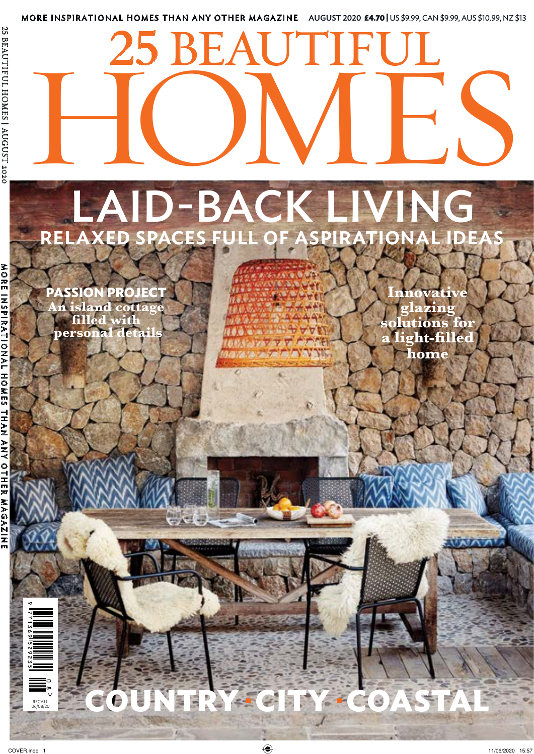MORE INSPIRATIONAL HOMES THAN ANY OTHER MAGAZINE AUGUST 2020 £4.70 | US $9.99, CAN $9.99, AUS $10.99, NZ $13

# 25 BEAUTIFUL HOMES

## LAID-BACK LIVING

RELAXED SPACES FULL OF ASPIRATIONAL IDEAS

**PASSION PROJECT**
An island cottage filled with personal details

Innovative glazing solutions for a light-filled home

## COUNTRY · CITY · COASTAL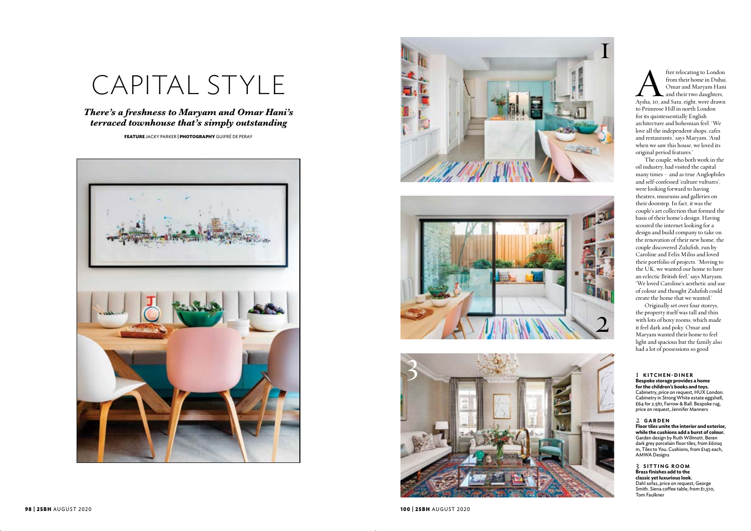# CAPITAL STYLE

***There's a freshness to Maryam and Omar Hani's terraced townhouse that's simply outstanding***

**FEATURE** JACKY PARKER | **PHOTOGRAPHY** GUIFRÉ DE PERAY

After relocating to London from their home in Dubai, Omar and Maryam Hani and their two daughters, Aysha, 10, and Sara, eight, were drawn to Primrose Hill in north London for its quintessentially English architecture and bohemian feel. 'We love all the independent shops, cafes and restaurants,' says Maryam. 'And when we saw this house, we loved its original period features.'

The couple, who both work in the oil industry, had visited the capital many times – and as true Anglophiles and self-confessed 'culture vultures', were looking forward to having theatres, museums and galleries on their doorstep. In fact, it was the couple's art collection that formed the basis of their home's design. Having scoured the internet looking for a design and build company to take on the renovation of their new home, the couple discovered Zulufish, run by Caroline and Felix Milns and loved their portfolio of projects. 'Moving to the UK, we wanted our home to have an eclectic British feel,' says Maryam. 'We loved Caroline's aesthetic and use of colour and thought Zulufish could create the home that we wanted.'

Originally set over four storeys, the property itself was tall and thin with lots of boxy rooms, which made it feel dark and poky. Omar and Maryam wanted their home to feel light and spacious but the family also had a lot of possessions so good

1 **KITCHEN-DINER**
**Bespoke storage provides a home for the children's books and toys.** Cabinetry, price on request, HUX London. Cabinetry in Strong White estate eggshell, £64 for 2.5ltr, Farrow & Ball. Bespoke rug, price on request, Jennifer Manners

2 **GARDEN**
**Floor tiles unite the interior and exterior, while the cushions add a burst of colour.** Garden design by Ruth Willmott. Beren dark grey porcelain floor tiles, from £60sq m, Tiles to You. Cushions, from £145 each, AMWA Designs

3 **SITTING ROOM**
**Brass finishes add to the classic yet luxurious look.** Dahl sofas, price on request, George Smith. Siena coffee table, from £1,510, Tom Faulkner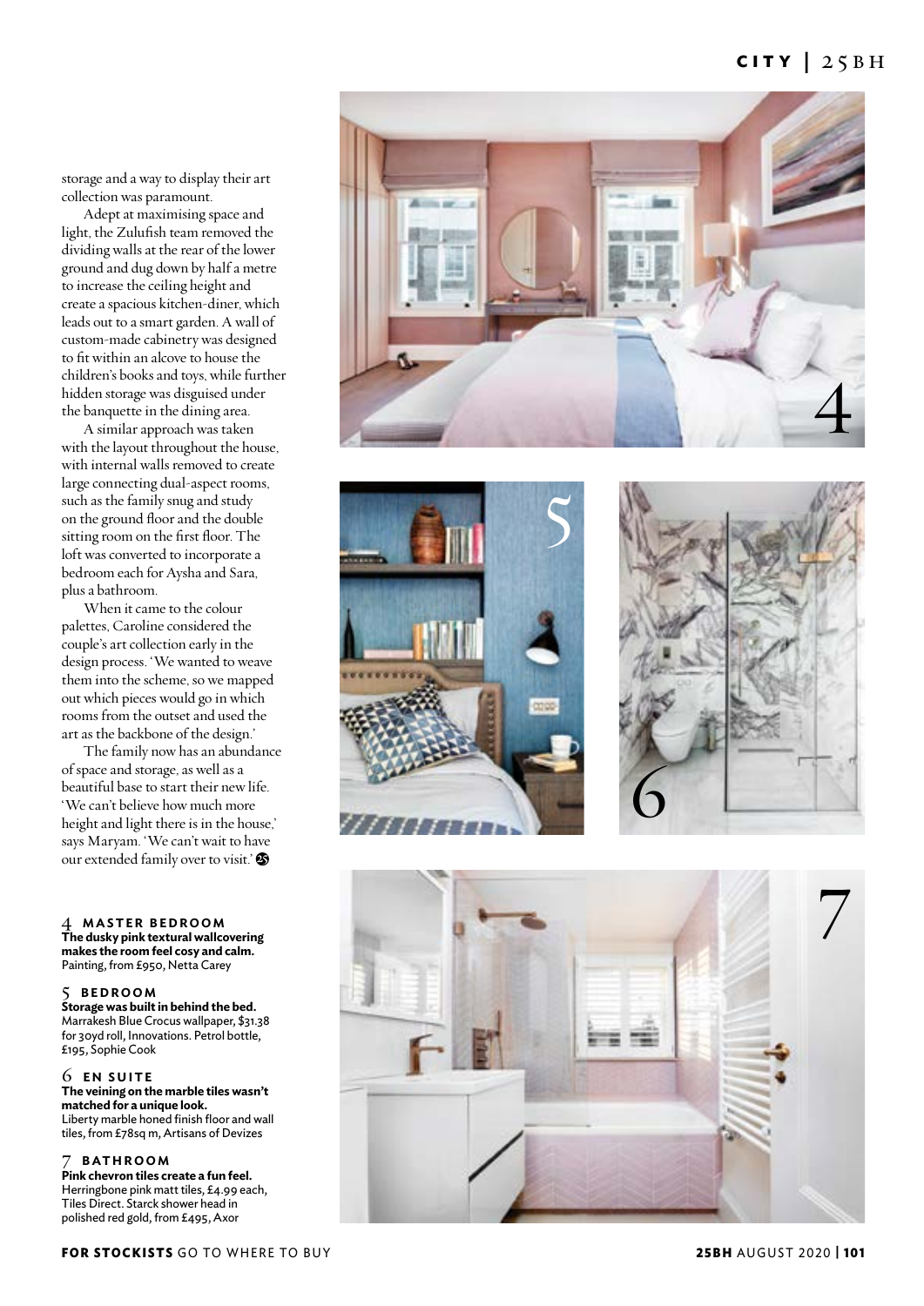storage and a way to display their art collection was paramount.

Adept at maximising space and light, the Zulufish team removed the dividing walls at the rear of the lower ground and dug down by half a metre to increase the ceiling height and create a spacious kitchen-diner, which leads out to a smart garden. A wall of custom-made cabinetry was designed to fit within an alcove to house the children's books and toys, while further hidden storage was disguised under the banquette in the dining area.

A similar approach was taken with the layout throughout the house, with internal walls removed to create large connecting dual-aspect rooms, such as the family snug and study on the ground floor and the double sitting room on the first floor. The loft was converted to incorporate a bedroom each for Aysha and Sara, plus a bathroom.

When it came to the colour palettes, Caroline considered the couple's art collection early in the design process. 'We wanted to weave them into the scheme, so we mapped out which pieces would go in which rooms from the outset and used the art as the backbone of the design.'

The family now has an abundance of space and storage, as well as a beautiful base to start their new life. 'We can't believe how much more height and light there is in the house,' says Maryam. 'We can't wait to have our extended family over to visit.'

4 **MASTER BEDROOM**
**The dusky pink textural wallcovering makes the room feel cosy and calm.**
Painting, from £950, Netta Carey

5 **BEDROOM**
**Storage was built in behind the bed.**
Marrakesh Blue Crocus wallpaper, $31.38 for 30yd roll, Innovations. Petrol bottle, £195, Sophie Cook

6 **EN SUITE**
**The veining on the marble tiles wasn't matched for a unique look.**
Liberty marble honed finish floor and wall tiles, from £78sq m, Artisans of Devizes

7 **BATHROOM**
**Pink chevron tiles create a fun feel.**
Herringbone pink matt tiles, £4.99 each, Tiles Direct. Starck shower head in polished red gold, from £495, Axor

**FOR STOCKISTS** GO TO WHERE TO BUY